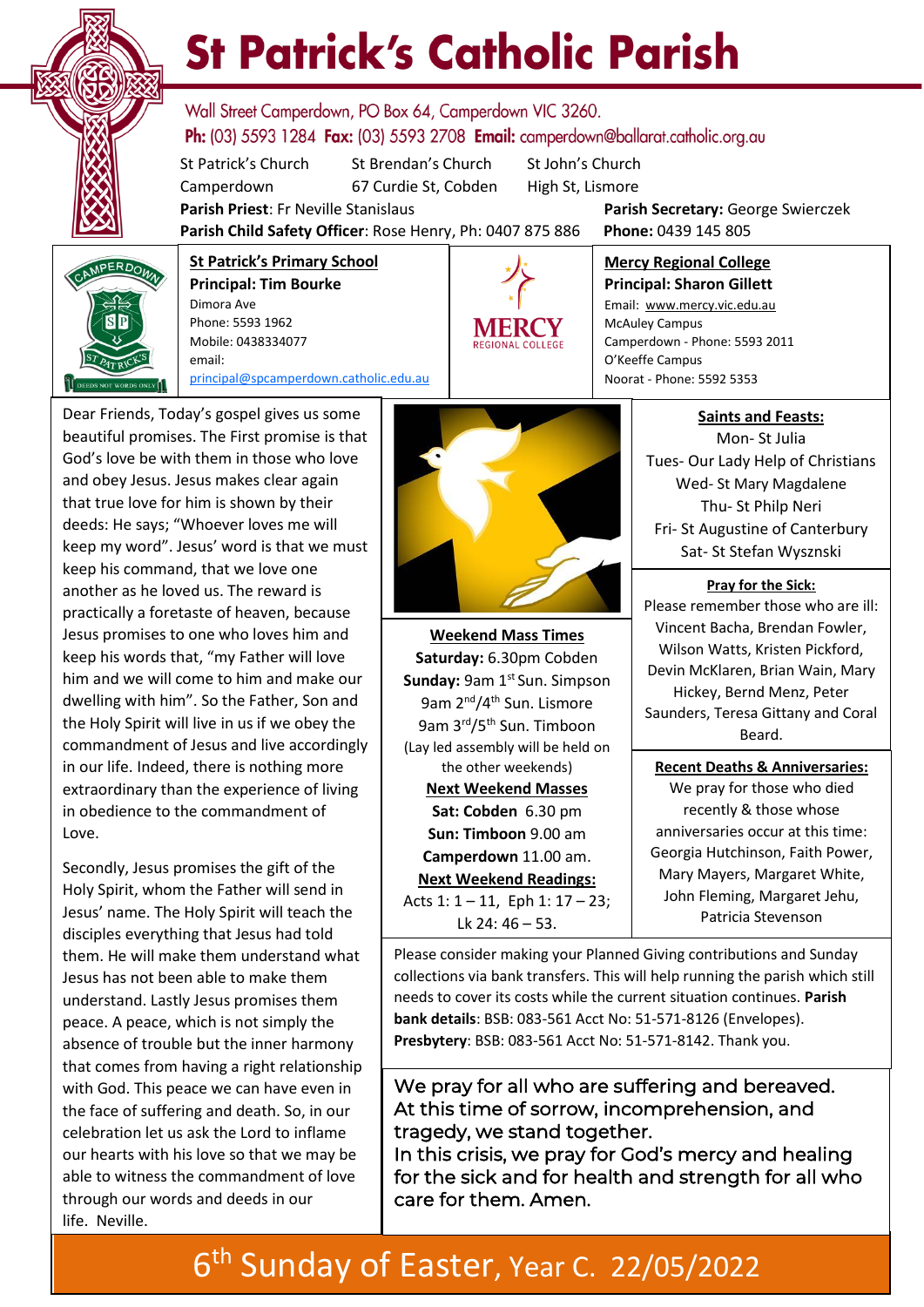# St Patrick's Catholic Parish

Wall Street Camperdown, PO Box 64, Camperdown VIC 3260.
**Ph:** (03) 5593 1284 **Fax:** (03) 5593 2708 **Email:** camperdown@ballarat.catholic.org.au

St Patrick's Church Camperdown
St Brendan's Church 67 Curdie St, Cobden
St John's Church High St, Lismore

**Parish Priest**: Fr Neville Stanislaus
**Parish Secretary:** George Swierczek
**Parish Child Safety Officer**: Rose Henry, Ph: 0407 875 886
**Phone:** 0439 145 805

**St Patrick's Primary School**
**Principal: Tim Bourke**
Dimora Ave
Phone: 5593 1962
Mobile: 0438334077
email:
principal@spcamperdown.catholic.edu.au

**Mercy Regional College**
**Principal: Sharon Gillett**
Email: www.mercy.vic.edu.au
McAuley Campus
Camperdown - Phone: 5593 2011
O'Keeffe Campus
Noorat - Phone: 5592 5353

Dear Friends, Today's gospel gives us some beautiful promises. The First promise is that God's love be with them in those who love and obey Jesus. Jesus makes clear again that true love for him is shown by their deeds: He says; "Whoever loves me will keep my word". Jesus' word is that we must keep his command, that we love one another as he loved us. The reward is practically a foretaste of heaven, because Jesus promises to one who loves him and keep his words that, "my Father will love him and we will come to him and make our dwelling with him". So the Father, Son and the Holy Spirit will live in us if we obey the commandment of Jesus and live accordingly in our life. Indeed, there is nothing more extraordinary than the experience of living in obedience to the commandment of Love.

Secondly, Jesus promises the gift of the Holy Spirit, whom the Father will send in Jesus' name. The Holy Spirit will teach the disciples everything that Jesus had told them. He will make them understand what Jesus has not been able to make them understand. Lastly Jesus promises them peace. A peace, which is not simply the absence of trouble but the inner harmony that comes from having a right relationship with God. This peace we can have even in the face of suffering and death. So, in our celebration let us ask the Lord to inflame our hearts with his love so that we may be able to witness the commandment of love through our words and deeds in our life. Neville.

**Weekend Mass Times**
**Saturday:** 6.30pm Cobden
**Sunday:** 9am 1st Sun. Simpson
9am 2nd/4th Sun. Lismore
9am 3rd/5th Sun. Timboon
(Lay led assembly will be held on the other weekends)

**Next Weekend Masses**
**Sat: Cobden** 6.30 pm
**Sun: Timboon** 9.00 am
**Camperdown** 11.00 am.

**Next Weekend Readings:**
Acts 1: 1 – 11, Eph 1: 17 – 23; Lk 24: 46 – 53.

**Saints and Feasts:**
Mon- St Julia
Tues- Our Lady Help of Christians
Wed- St Mary Magdalene
Thu- St Philp Neri
Fri- St Augustine of Canterbury
Sat- St Stefan Wyszinski

**Pray for the Sick:**
Please remember those who are ill: Vincent Bacha, Brendan Fowler, Wilson Watts, Kristen Pickford, Devin McKlaren, Brian Wain, Mary Hickey, Bernd Menz, Peter Saunders, Teresa Gittany and Coral Beard.

**Recent Deaths & Anniversaries:**
We pray for those who died recently & those whose anniversaries occur at this time: Georgia Hutchinson, Faith Power, Mary Mayers, Margaret White, John Fleming, Margaret Jehu, Patricia Stevenson

Please consider making your Planned Giving contributions and Sunday collections via bank transfers. This will help running the parish which still needs to cover its costs while the current situation continues. **Parish bank details**: BSB: 083-561 Acct No: 51-571-8126 (Envelopes). **Presbytery**: BSB: 083-561 Acct No: 51-571-8142. Thank you.

We pray for all who are suffering and bereaved. At this time of sorrow, incomprehension, and tragedy, we stand together.
In this crisis, we pray for God's mercy and healing for the sick and for health and strength for all who care for them. Amen.

## 6th Sunday of Easter, Year C. 22/05/2022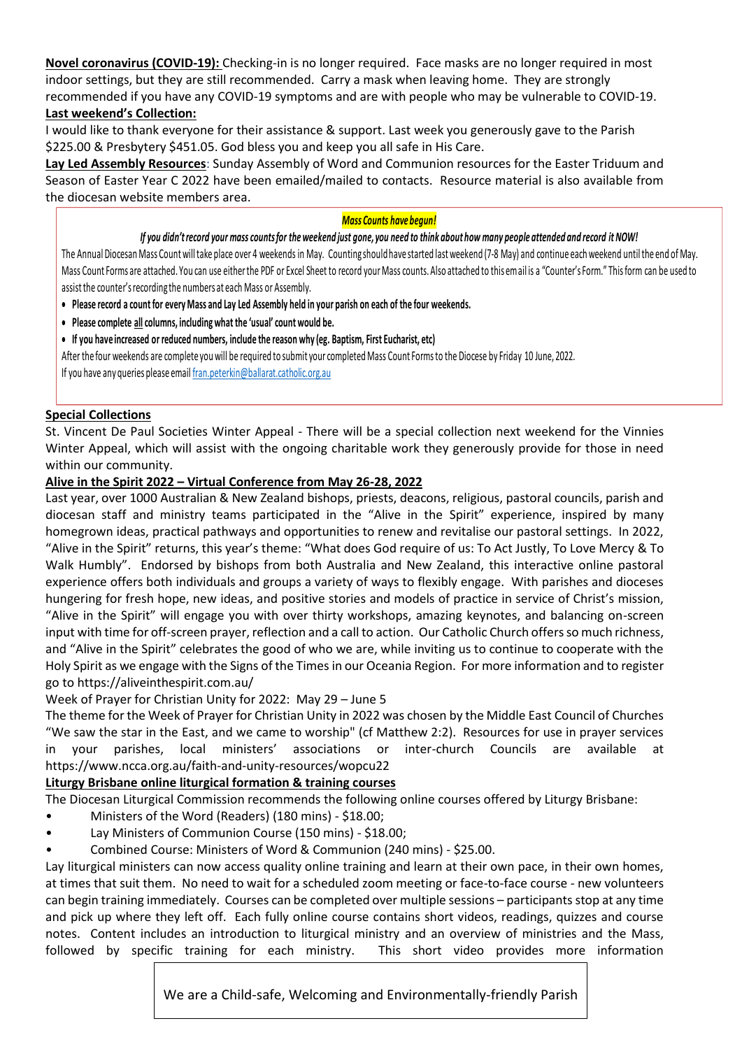**Novel coronavirus (COVID-19):** Checking-in is no longer required. Face masks are no longer required in most indoor settings, but they are still recommended. Carry a mask when leaving home. They are strongly recommended if you have any COVID-19 symptoms and are with people who may be vulnerable to COVID-19.

**Last weekend's Collection:**

I would like to thank everyone for their assistance & support. Last week you generously gave to the Parish $225.00 & Presbytery $451.05. God bless you and keep you all safe in His Care.

**Lay Led Assembly Resources**: Sunday Assembly of Word and Communion resources for the Easter Triduum and Season of Easter Year C 2022 have been emailed/mailed to contacts. Resource material is also available from the diocesan website members area.

***Mass Counts have begun!***

***If you didn't record your mass counts for the weekend just gone, you need to think about how many people attended and record it NOW!***

The Annual Diocesan Mass Count will take place over 4 weekends in May. Counting should have started last weekend (7-8 May) and continue each weekend until the end of May. Mass Count Forms are attached. You can use either the PDF or Excel Sheet to record your Mass counts. Also attached to this email is a "Counter's Form." This form can be used to assist the counter's recording the numbers at each Mass or Assembly.

- **Please record a count for every Mass and Lay Led Assembly held in your parish on each of the four weekends.**
- **Please complete all columns, including what the 'usual' count would be.**
- **If you have increased or reduced numbers, include the reason why (eg. Baptism, First Eucharist, etc)**

After the four weekends are complete you will be required to submit your completed Mass Count Forms to the Diocese by Friday 10 June, 2022.

If you have any queries please email fran.peterkin@ballarat.catholic.org.au

**Special Collections**

St. Vincent De Paul Societies Winter Appeal - There will be a special collection next weekend for the Vinnies Winter Appeal, which will assist with the ongoing charitable work they generously provide for those in need within our community.

**Alive in the Spirit 2022 – Virtual Conference from May 26-28, 2022**

Last year, over 1000 Australian & New Zealand bishops, priests, deacons, religious, pastoral councils, parish and diocesan staff and ministry teams participated in the "Alive in the Spirit" experience, inspired by many homegrown ideas, practical pathways and opportunities to renew and revitalise our pastoral settings. In 2022, "Alive in the Spirit" returns, this year's theme: "What does God require of us: To Act Justly, To Love Mercy & To Walk Humbly". Endorsed by bishops from both Australia and New Zealand, this interactive online pastoral experience offers both individuals and groups a variety of ways to flexibly engage. With parishes and dioceses hungering for fresh hope, new ideas, and positive stories and models of practice in service of Christ's mission, "Alive in the Spirit" will engage you with over thirty workshops, amazing keynotes, and balancing on-screen input with time for off-screen prayer, reflection and a call to action. Our Catholic Church offers so much richness, and "Alive in the Spirit" celebrates the good of who we are, while inviting us to continue to cooperate with the Holy Spirit as we engage with the Signs of the Times in our Oceania Region. For more information and to register go to https://aliveinthespirit.com.au/

Week of Prayer for Christian Unity for 2022: May 29 – June 5

The theme for the Week of Prayer for Christian Unity in 2022 was chosen by the Middle East Council of Churches "We saw the star in the East, and we came to worship" (cf Matthew 2:2). Resources for use in prayer services in your parishes, local ministers' associations or inter-church Councils are available at https://www.ncca.org.au/faith-and-unity-resources/wopcu22

**Liturgy Brisbane online liturgical formation & training courses**

The Diocesan Liturgical Commission recommends the following online courses offered by Liturgy Brisbane:

- Ministers of the Word (Readers) (180 mins) - $18.00;
- Lay Ministers of Communion Course (150 mins) - $18.00;
- Combined Course: Ministers of Word & Communion (240 mins) - $25.00.

Lay liturgical ministers can now access quality online training and learn at their own pace, in their own homes, at times that suit them. No need to wait for a scheduled zoom meeting or face-to-face course - new volunteers can begin training immediately. Courses can be completed over multiple sessions – participants stop at any time and pick up where they left off. Each fully online course contains short videos, readings, quizzes and course notes. Content includes an introduction to liturgical ministry and an overview of ministries and the Mass, followed by specific training for each ministry. This short video provides more information

We are a Child-safe, Welcoming and Environmentally-friendly Parish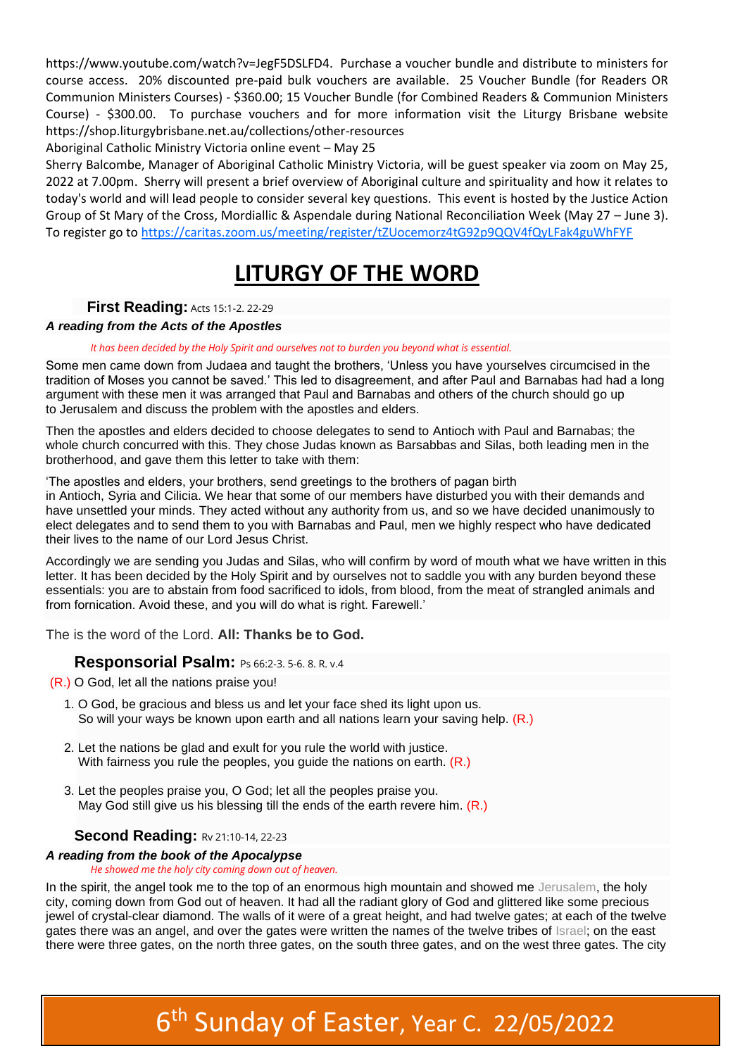https://www.youtube.com/watch?v=JegF5DSLFD4. Purchase a voucher bundle and distribute to ministers for course access. 20% discounted pre-paid bulk vouchers are available. 25 Voucher Bundle (for Readers OR Communion Ministers Courses) - $360.00; 15 Voucher Bundle (for Combined Readers & Communion Ministers Course) - $300.00. To purchase vouchers and for more information visit the Liturgy Brisbane website https://shop.liturgybrisbane.net.au/collections/other-resources

Aboriginal Catholic Ministry Victoria online event – May 25

Sherry Balcombe, Manager of Aboriginal Catholic Ministry Victoria, will be guest speaker via zoom on May 25, 2022 at 7.00pm. Sherry will present a brief overview of Aboriginal culture and spirituality and how it relates to today's world and will lead people to consider several key questions. This event is hosted by the Justice Action Group of St Mary of the Cross, Mordiallic & Aspendale during National Reconciliation Week (May 27 – June 3). To register go to https://caritas.zoom.us/meeting/register/tZUocemorz4tG92p9QQV4fQyLFak4guWhFYF

# LITURGY OF THE WORD

## First Reading: Acts 15:1-2. 22-29

***A reading from the Acts of the Apostles***

*It has been decided by the Holy Spirit and ourselves not to burden you beyond what is essential.*

Some men came down from Judaea and taught the brothers, 'Unless you have yourselves circumcised in the tradition of Moses you cannot be saved.' This led to disagreement, and after Paul and Barnabas had had a long argument with these men it was arranged that Paul and Barnabas and others of the church should go up to Jerusalem and discuss the problem with the apostles and elders.

Then the apostles and elders decided to choose delegates to send to Antioch with Paul and Barnabas; the whole church concurred with this. They chose Judas known as Barsabbas and Silas, both leading men in the brotherhood, and gave them this letter to take with them:

'The apostles and elders, your brothers, send greetings to the brothers of pagan birth in Antioch, Syria and Cilicia. We hear that some of our members have disturbed you with their demands and have unsettled your minds. They acted without any authority from us, and so we have decided unanimously to elect delegates and to send them to you with Barnabas and Paul, men we highly respect who have dedicated their lives to the name of our Lord Jesus Christ.

Accordingly we are sending you Judas and Silas, who will confirm by word of mouth what we have written in this letter. It has been decided by the Holy Spirit and by ourselves not to saddle you with any burden beyond these essentials: you are to abstain from food sacrificed to idols, from blood, from the meat of strangled animals and from fornication. Avoid these, and you will do what is right. Farewell.'

The is the word of the Lord. **All: Thanks be to God.**

## Responsorial Psalm: Ps 66:2-3. 5-6. 8. R. v.4

(R.) O God, let all the nations praise you!

1. O God, be gracious and bless us and let your face shed its light upon us.
   So will your ways be known upon earth and all nations learn your saving help. (R.)

2. Let the nations be glad and exult for you rule the world with justice.
   With fairness you rule the peoples, you guide the nations on earth. (R.)

3. Let the peoples praise you, O God; let all the peoples praise you.
   May God still give us his blessing till the ends of the earth revere him. (R.)

## Second Reading: Rv 21:10-14, 22-23

***A reading from the book of the Apocalypse***

*He showed me the holy city coming down out of heaven.*

In the spirit, the angel took me to the top of an enormous high mountain and showed me Jerusalem, the holy city, coming down from God out of heaven. It had all the radiant glory of God and glittered like some precious jewel of crystal-clear diamond. The walls of it were of a great height, and had twelve gates; at each of the twelve gates there was an angel, and over the gates were written the names of the twelve tribes of Israel; on the east there were three gates, on the north three gates, on the south three gates, and on the west three gates. The city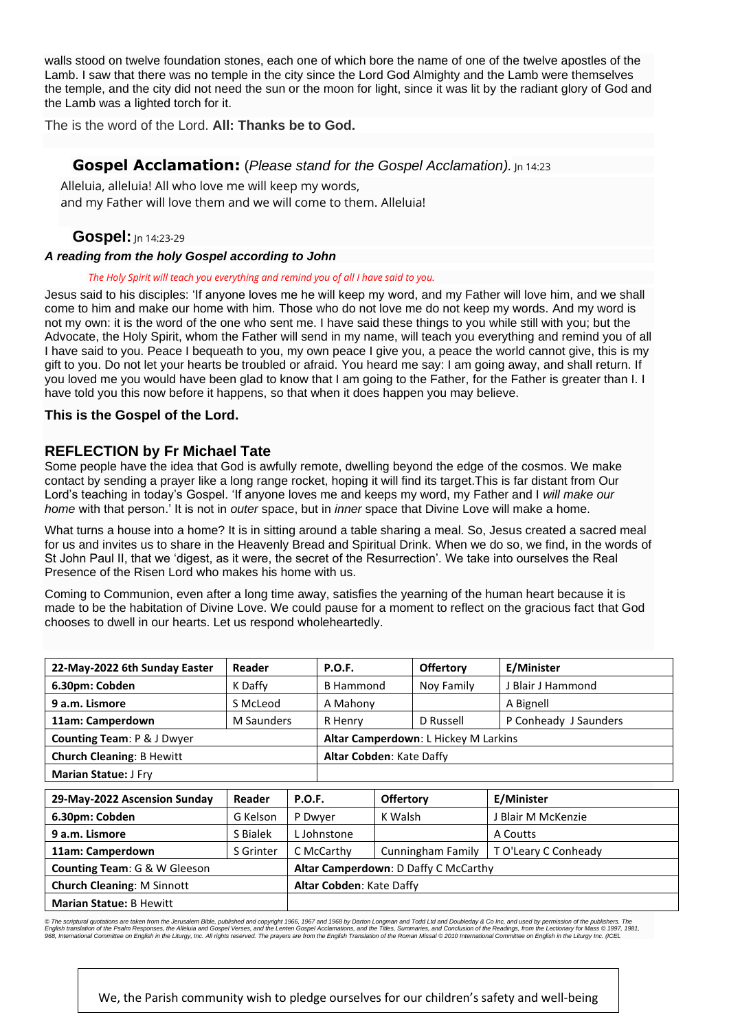walls stood on twelve foundation stones, each one of which bore the name of one of the twelve apostles of the Lamb. I saw that there was no temple in the city since the Lord God Almighty and the Lamb were themselves the temple, and the city did not need the sun or the moon for light, since it was lit by the radiant glory of God and the Lamb was a lighted torch for it.

The is the word of the Lord. **All: Thanks be to God.**

## Gospel Acclamation: (*Please stand for the Gospel Acclamation).* Jn 14:23

Alleluia, alleluia! All who love me will keep my words,
and my Father will love them and we will come to them. Alleluia!

## Gospel: Jn 14:23-29

***A reading from the holy Gospel according to John***

*The Holy Spirit will teach you everything and remind you of all I have said to you.*

Jesus said to his disciples: 'If anyone loves me he will keep my word, and my Father will love him, and we shall come to him and make our home with him. Those who do not love me do not keep my words. And my word is not my own: it is the word of the one who sent me. I have said these things to you while still with you; but the Advocate, the Holy Spirit, whom the Father will send in my name, will teach you everything and remind you of all I have said to you. Peace I bequeath to you, my own peace I give you, a peace the world cannot give, this is my gift to you. Do not let your hearts be troubled or afraid. You heard me say: I am going away, and shall return. If you loved me you would have been glad to know that I am going to the Father, for the Father is greater than I. I have told you this now before it happens, so that when it does happen you may believe.

**This is the Gospel of the Lord.**

## REFLECTION by Fr Michael Tate

Some people have the idea that God is awfully remote, dwelling beyond the edge of the cosmos. We make contact by sending a prayer like a long range rocket, hoping it will find its target.This is far distant from Our Lord's teaching in today's Gospel. 'If anyone loves me and keeps my word, my Father and I *will make our home* with that person.' It is not in *outer* space, but in *inner* space that Divine Love will make a home.

What turns a house into a home? It is in sitting around a table sharing a meal. So, Jesus created a sacred meal for us and invites us to share in the Heavenly Bread and Spiritual Drink. When we do so, we find, in the words of St John Paul II, that we 'digest, as it were, the secret of the Resurrection'. We take into ourselves the Real Presence of the Risen Lord who makes his home with us.

Coming to Communion, even after a long time away, satisfies the yearning of the human heart because it is made to be the habitation of Divine Love. We could pause for a moment to reflect on the gracious fact that God chooses to dwell in our hearts. Let us respond wholeheartedly.

| 22-May-2022 6th Sunday Easter | Reader | P.O.F. | Offertory | E/Minister |
|---|---|---|---|---|
| 6.30pm: Cobden | K Daffy | B Hammond | Noy Family | J Blair J Hammond |
| 9 a.m. Lismore | S McLeod | A Mahony | | A Bignell |
| 11am: Camperdown | M Saunders | R Henry | D Russell | P Conheady J Saunders |
| **Counting Team**: P & J Dwyer | | **Altar Camperdown**: L Hickey M Larkins | | |
| **Church Cleaning**: B Hewitt | | **Altar Cobden**: Kate Daffy | | |
| **Marian Statue:** J Fry | | | | |

| 29-May-2022 Ascension Sunday | Reader | P.O.F. | Offertory | E/Minister |
|---|---|---|---|---|
| 6.30pm: Cobden | G Kelson | P Dwyer | K Walsh | J Blair M McKenzie |
| 9 a.m. Lismore | S Bialek | L Johnstone | | A Coutts |
| 11am: Camperdown | S Grinter | C McCarthy | Cunningham Family | T O'Leary C Conheady |
| **Counting Team**: G & W Gleeson | | **Altar Camperdown**: D Daffy C McCarthy | | |
| **Church Cleaning**: M Sinnott | | **Altar Cobden**: Kate Daffy | | |
| **Marian Statue:** B Hewitt | | | | |

*© The scriptural quotations are taken from the Jerusalem Bible, published and copyright 1966, 1967 and 1968 by Darton Longman and Todd Ltd and Doubleday & Co Inc, and used by permission of the publishers. The English translation of the Psalm Responses, the Alleluia and Gospel Verses, and the Lenten Gospel Acclamations, and the Titles, Summaries, and Conclusion of the Readings, from the Lectionary for Mass © 1997, 1981, 968, International Committee on English in the Liturgy, Inc. All rights reserved. The prayers are from the English Translation of the Roman Missal © 2010 International Committee on English in the Liturgy Inc. (ICEL*

We, the Parish community wish to pledge ourselves for our children's safety and well-being